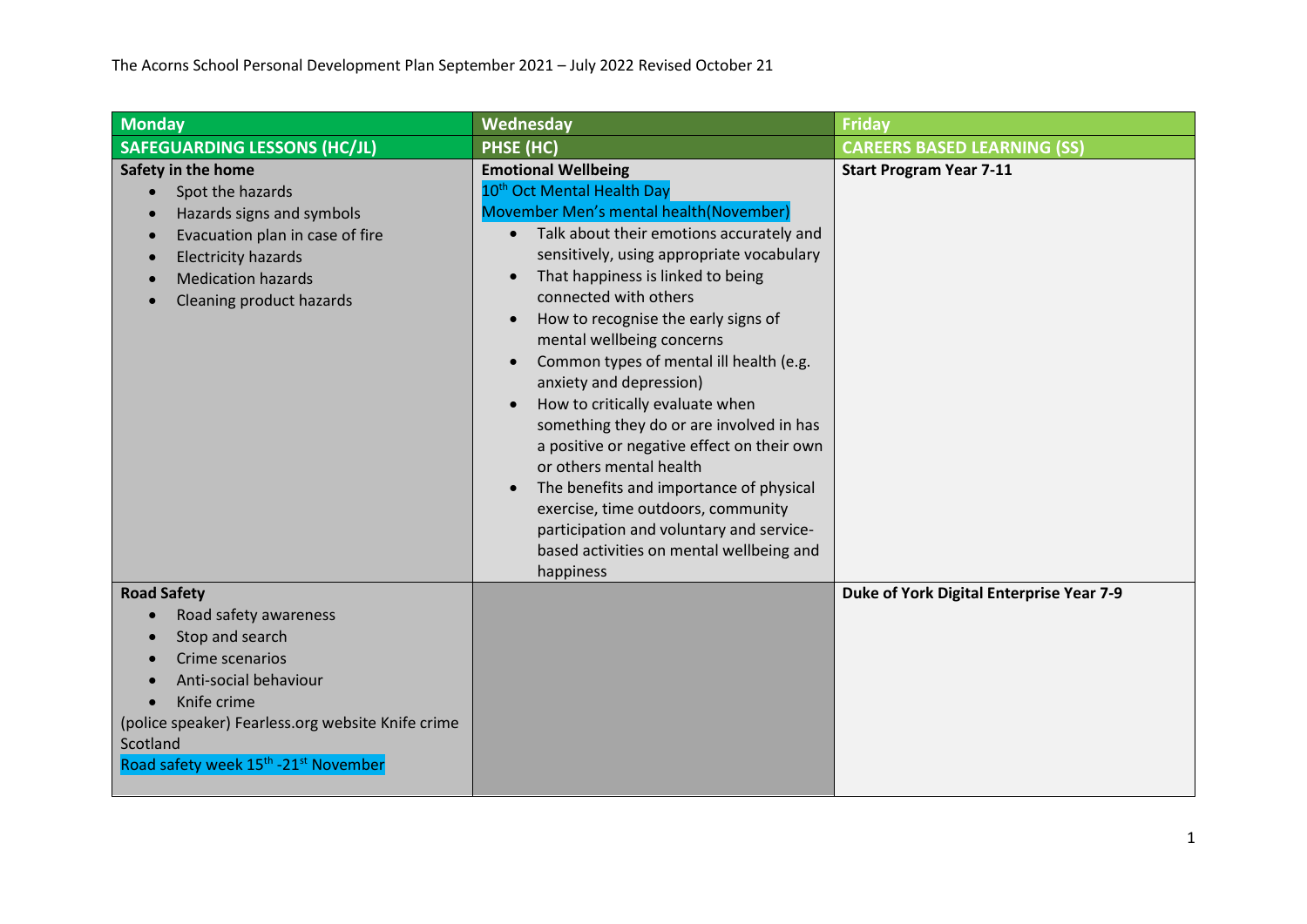The Acorns School Personal Development Plan September 2021 – July 2022 Revised October 21

| Monday | Wednesday | Friday |
|---|---|---|
| **SAFEGUARDING LESSONS (HC/JL)** | **PHSE (HC)** | **CAREERS BASED LEARNING (SS)** |
| **Safety in the home**<br>• Spot the hazards<br>• Hazards signs and symbols<br>• Evacuation plan in case of fire<br>• Electricity hazards<br>• Medication hazards<br>• Cleaning product hazards | **Emotional Wellbeing**<br>10th Oct Mental Health Day<br>Movember Men's mental health(November)<br>• Talk about their emotions accurately and sensitively, using appropriate vocabulary<br>• That happiness is linked to being connected with others<br>• How to recognise the early signs of mental wellbeing concerns<br>• Common types of mental ill health (e.g. anxiety and depression)<br>• How to critically evaluate when something they do or are involved in has a positive or negative effect on their own or others mental health<br>• The benefits and importance of physical exercise, time outdoors, community participation and voluntary and service-based activities on mental wellbeing and happiness | **Start Program Year 7-11** |
| **Road Safety**<br>• Road safety awareness<br>• Stop and search<br>• Crime scenarios<br>• Anti-social behaviour<br>• Knife crime<br>(police speaker) Fearless.org website Knife crime Scotland<br>Road safety week 15th -21st November | | **Duke of York Digital Enterprise Year 7-9** |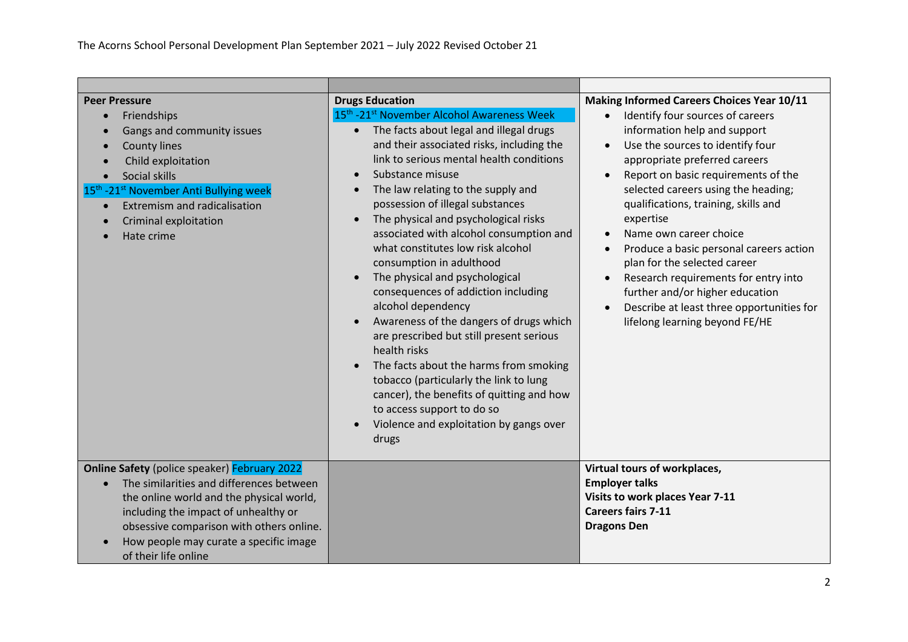| | | |
|---|---|---|
| **Peer Pressure**<br>• Friendships<br>• Gangs and community issues<br>• County lines<br>• Child exploitation<br>• Social skills<br>15th -21st November Anti Bullying week<br>• Extremism and radicalisation<br>• Criminal exploitation<br>• Hate crime | **Drugs Education**<br>15th -21st November Alcohol Awareness Week<br>• The facts about legal and illegal drugs and their associated risks, including the link to serious mental health conditions<br>• Substance misuse<br>• The law relating to the supply and possession of illegal substances<br>• The physical and psychological risks associated with alcohol consumption and what constitutes low risk alcohol consumption in adulthood<br>• The physical and psychological consequences of addiction including alcohol dependency<br>• Awareness of the dangers of drugs which are prescribed but still present serious health risks<br>• The facts about the harms from smoking tobacco (particularly the link to lung cancer), the benefits of quitting and how to access support to do so<br>• Violence and exploitation by gangs over drugs | **Making Informed Careers Choices Year 10/11**<br>• Identify four sources of careers information help and support<br>• Use the sources to identify four appropriate preferred careers<br>• Report on basic requirements of the selected careers using the heading; qualifications, training, skills and expertise<br>• Name own career choice<br>• Produce a basic personal careers action plan for the selected career<br>• Research requirements for entry into further and/or higher education<br>• Describe at least three opportunities for lifelong learning beyond FE/HE |
| **Online Safety** (police speaker) February 2022<br>• The similarities and differences between the online world and the physical world, including the impact of unhealthy or obsessive comparison with others online.<br>• How people may curate a specific image of their life online | | **Virtual tours of workplaces,**<br>**Employer talks**<br>**Visits to work places Year 7-11**<br>**Careers fairs 7-11**<br>**Dragons Den** |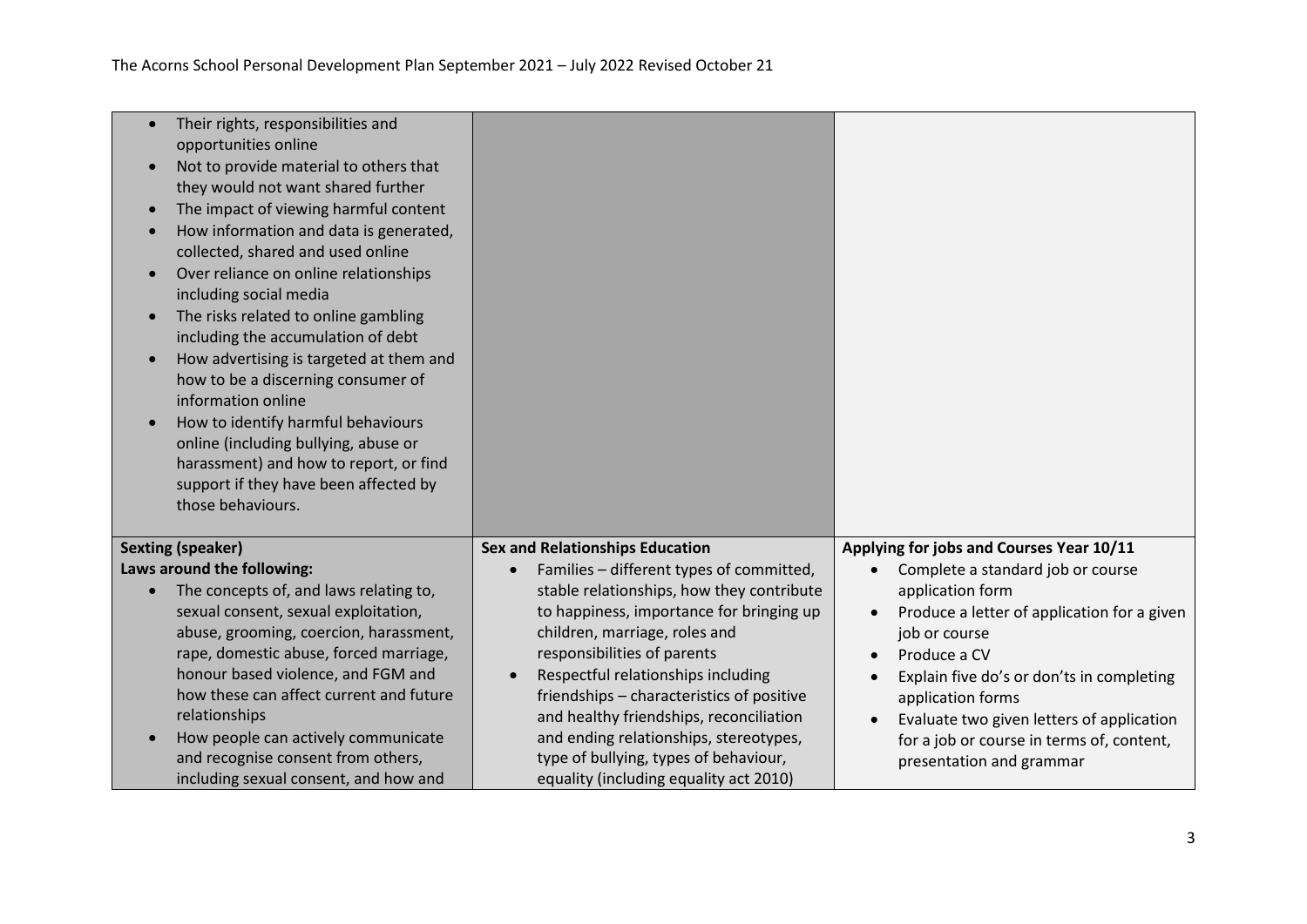| | | |
|---|---|---|
| <ul><li>Their rights, responsibilities and opportunities online</li><li>Not to provide material to others that they would not want shared further</li><li>The impact of viewing harmful content</li><li>How information and data is generated, collected, shared and used online</li><li>Over reliance on online relationships including social media</li><li>The risks related to online gambling including the accumulation of debt</li><li>How advertising is targeted at them and how to be a discerning consumer of information online</li><li>How to identify harmful behaviours online (including bullying, abuse or harassment) and how to report, or find support if they have been affected by those behaviours.</li></ul> | | |
| **Sexting (speaker)**<br>**Laws around the following:**<ul><li>The concepts of, and laws relating to, sexual consent, sexual exploitation, abuse, grooming, coercion, harassment, rape, domestic abuse, forced marriage, honour based violence, and FGM and how these can affect current and future relationships</li><li>How people can actively communicate and recognise consent from others, including sexual consent, and how and</li></ul> | **Sex and Relationships Education**<ul><li>Families – different types of committed, stable relationships, how they contribute to happiness, importance for bringing up children, marriage, roles and responsibilities of parents</li><li>Respectful relationships including friendships – characteristics of positive and healthy friendships, reconciliation and ending relationships, stereotypes, type of bullying, types of behaviour, equality (including equality act 2010)</li></ul> | **Applying for jobs and Courses Year 10/11**<ul><li>Complete a standard job or course application form</li><li>Produce a letter of application for a given job or course</li><li>Produce a CV</li><li>Explain five do's or don'ts in completing application forms</li><li>Evaluate two given letters of application for a job or course in terms of, content, presentation and grammar</li></ul> |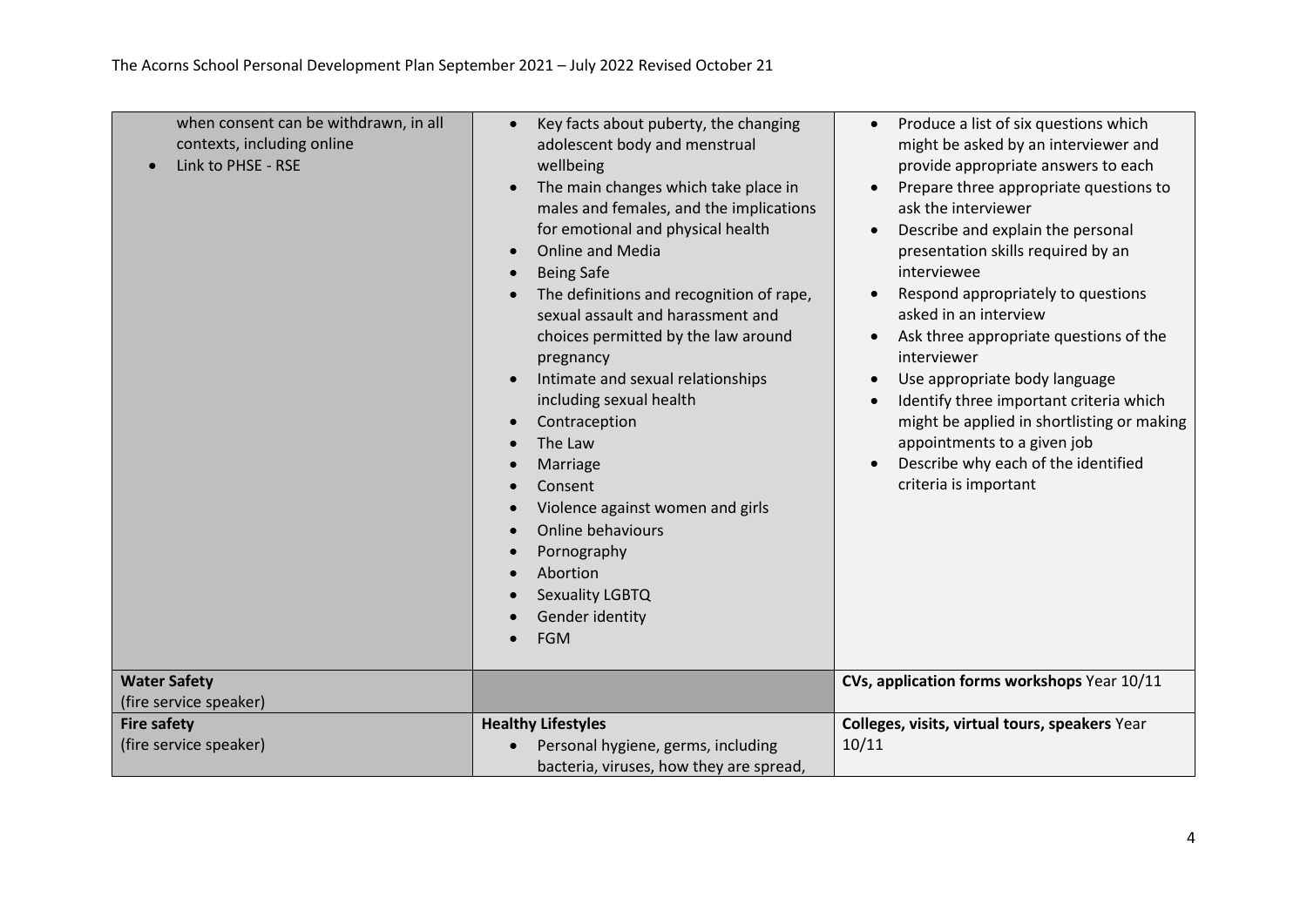| | | |
|---|---|---|
| when consent can be withdrawn, in all contexts, including online<br>• Link to PHSE - RSE | • Key facts about puberty, the changing adolescent body and menstrual wellbeing<br>• The main changes which take place in males and females, and the implications for emotional and physical health<br>• Online and Media<br>• Being Safe<br>• The definitions and recognition of rape, sexual assault and harassment and choices permitted by the law around pregnancy<br>• Intimate and sexual relationships including sexual health<br>• Contraception<br>• The Law<br>• Marriage<br>• Consent<br>• Violence against women and girls<br>• Online behaviours<br>• Pornography<br>• Abortion<br>• Sexuality LGBTQ<br>• Gender identity<br>• FGM | • Produce a list of six questions which might be asked by an interviewer and provide appropriate answers to each<br>• Prepare three appropriate questions to ask the interviewer<br>• Describe and explain the personal presentation skills required by an interviewee<br>• Respond appropriately to questions asked in an interview<br>• Ask three appropriate questions of the interviewer<br>• Use appropriate body language<br>• Identify three important criteria which might be applied in shortlisting or making appointments to a given job<br>• Describe why each of the identified criteria is important |
| **Water Safety**<br>(fire service speaker) | | **CVs, application forms workshops** Year 10/11 |
| **Fire safety**<br>(fire service speaker) | **Healthy Lifestyles**<br>• Personal hygiene, germs, including bacteria, viruses, how they are spread, | **Colleges, visits, virtual tours, speakers** Year 10/11 |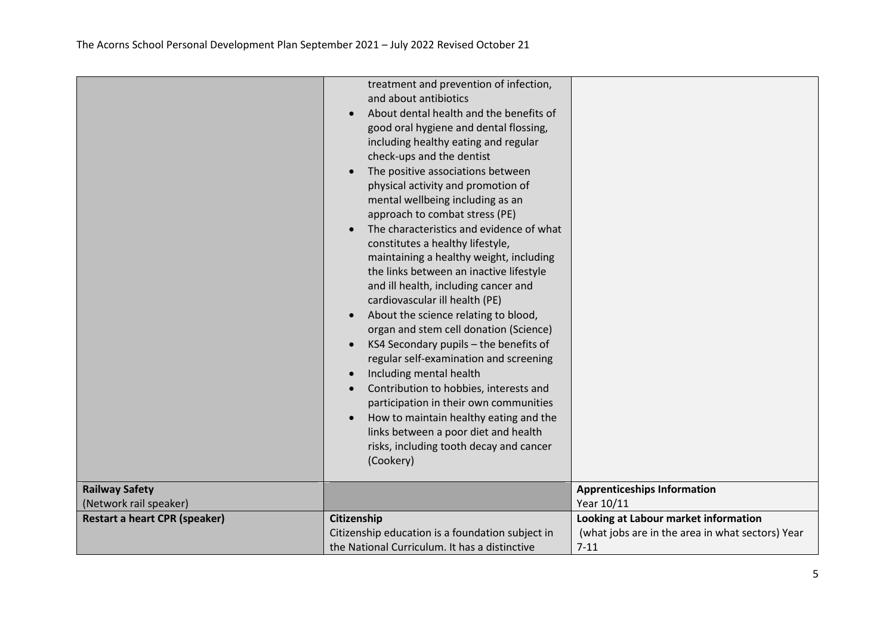| | | |
|---|---|---|
| | treatment and prevention of infection, and about antibiotics<br>• About dental health and the benefits of good oral hygiene and dental flossing, including healthy eating and regular check-ups and the dentist<br>• The positive associations between physical activity and promotion of mental wellbeing including as an approach to combat stress (PE)<br>• The characteristics and evidence of what constitutes a healthy lifestyle, maintaining a healthy weight, including the links between an inactive lifestyle and ill health, including cancer and cardiovascular ill health (PE)<br>• About the science relating to blood, organ and stem cell donation (Science)<br>• KS4 Secondary pupils – the benefits of regular self-examination and screening<br>• Including mental health<br>• Contribution to hobbies, interests and participation in their own communities<br>• How to maintain healthy eating and the links between a poor diet and health risks, including tooth decay and cancer (Cookery) | |
| **Railway Safety**<br>(Network rail speaker) | | **Apprenticeships Information**<br>Year 10/11 |
| **Restart a heart CPR (speaker)** | **Citizenship**<br>Citizenship education is a foundation subject in the National Curriculum. It has a distinctive | **Looking at Labour market information**<br>(what jobs are in the area in what sectors) Year 7-11 |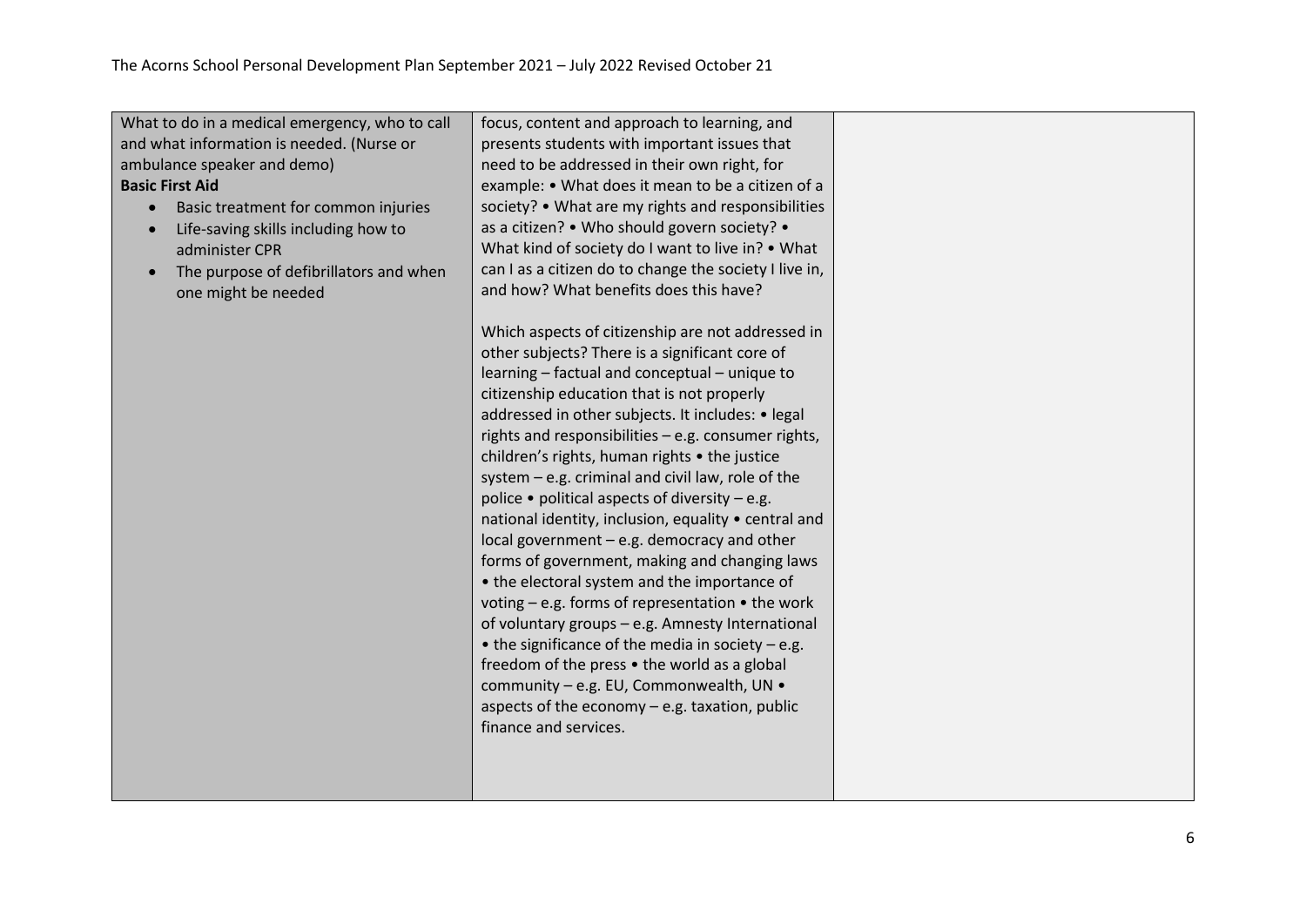| | | |
|---|---|---|
| What to do in a medical emergency, who to call and what information is needed. (Nurse or ambulance speaker and demo)<br>**Basic First Aid**<br>• Basic treatment for common injuries<br>• Life-saving skills including how to administer CPR<br>• The purpose of defibrillators and when one might be needed | focus, content and approach to learning, and presents students with important issues that need to be addressed in their own right, for example: • What does it mean to be a citizen of a society? • What are my rights and responsibilities as a citizen? • Who should govern society? • What kind of society do I want to live in? • What can I as a citizen do to change the society I live in, and how? What benefits does this have?<br><br>Which aspects of citizenship are not addressed in other subjects? There is a significant core of learning – factual and conceptual – unique to citizenship education that is not properly addressed in other subjects. It includes: • legal rights and responsibilities – e.g. consumer rights, children's rights, human rights • the justice system – e.g. criminal and civil law, role of the police • political aspects of diversity – e.g. national identity, inclusion, equality • central and local government – e.g. democracy and other forms of government, making and changing laws • the electoral system and the importance of voting – e.g. forms of representation • the work of voluntary groups – e.g. Amnesty International • the significance of the media in society – e.g. freedom of the press • the world as a global community – e.g. EU, Commonwealth, UN • aspects of the economy – e.g. taxation, public finance and services. | |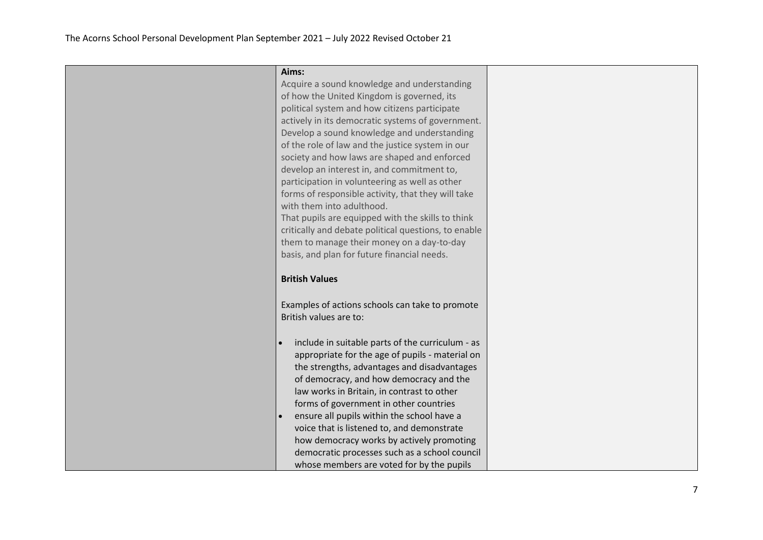| | | |
|---|---|---|
| | **Aims:**<br>Acquire a sound knowledge and understanding of how the United Kingdom is governed, its political system and how citizens participate actively in its democratic systems of government.<br>Develop a sound knowledge and understanding of the role of law and the justice system in our society and how laws are shaped and enforced develop an interest in, and commitment to, participation in volunteering as well as other forms of responsible activity, that they will take with them into adulthood.<br>That pupils are equipped with the skills to think critically and debate political questions, to enable them to manage their money on a day-to-day basis, and plan for future financial needs.<br><br>**British Values**<br><br>Examples of actions schools can take to promote British values are to:<br><br>• include in suitable parts of the curriculum - as appropriate for the age of pupils - material on the strengths, advantages and disadvantages of democracy, and how democracy and the law works in Britain, in contrast to other forms of government in other countries<br>• ensure all pupils within the school have a voice that is listened to, and demonstrate how democracy works by actively promoting democratic processes such as a school council whose members are voted for by the pupils | |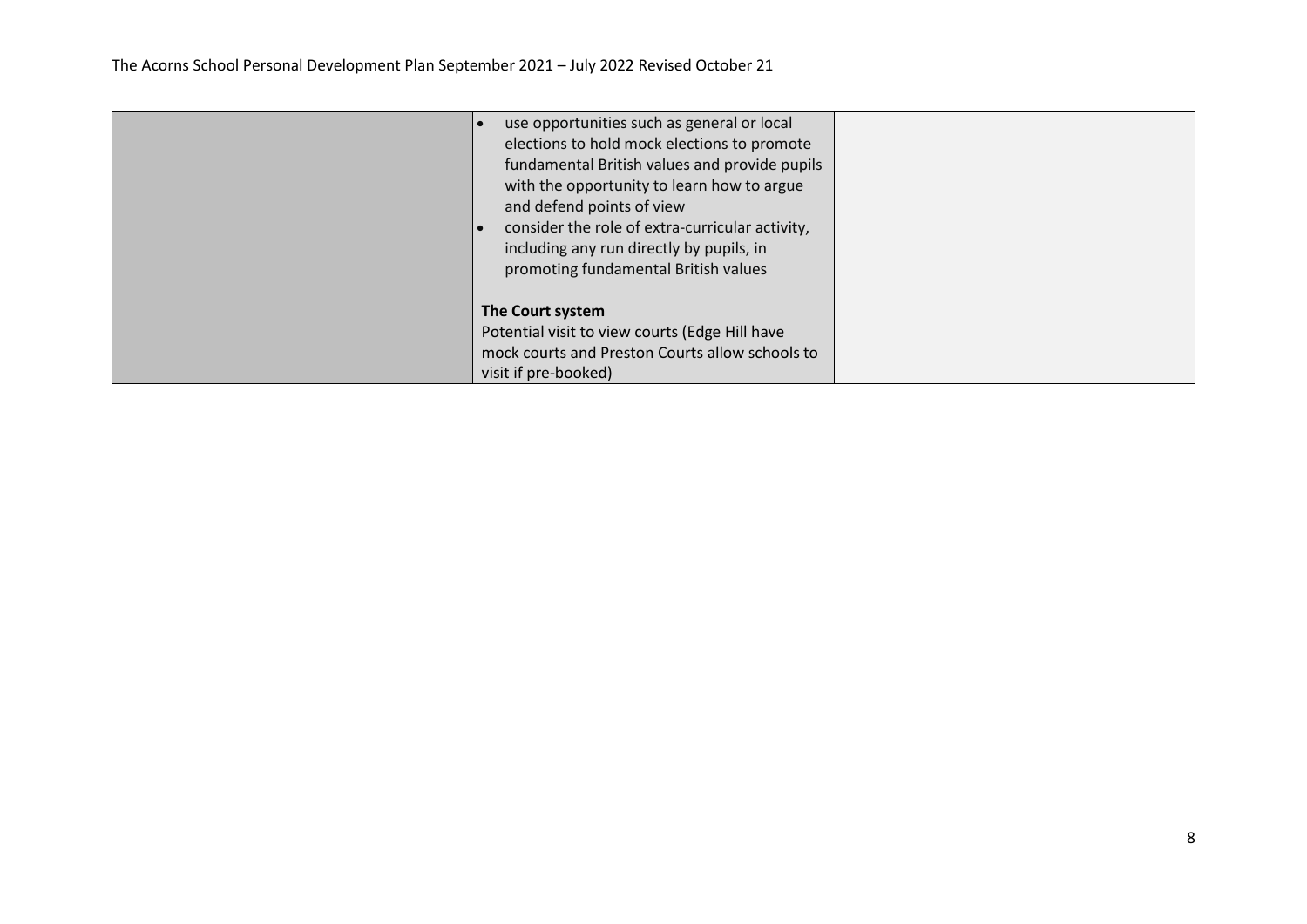| | | |
|---|---|---|
| | • use opportunities such as general or local elections to hold mock elections to promote fundamental British values and provide pupils with the opportunity to learn how to argue and defend points of view<br>• consider the role of extra-curricular activity, including any run directly by pupils, in promoting fundamental British values<br><br>**The Court system**<br>Potential visit to view courts (Edge Hill have mock courts and Preston Courts allow schools to visit if pre-booked) | |